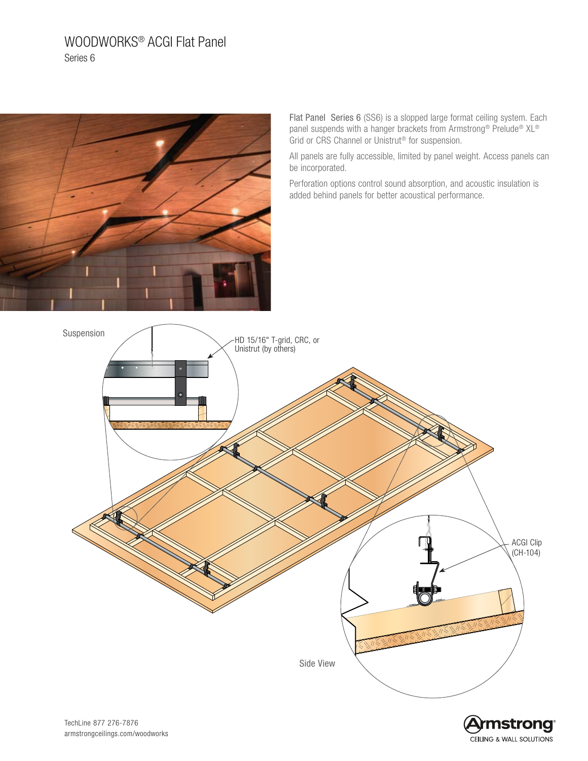# WOODWORKS® ACGI Flat Panel

Series 6

Flat Panel Series 6 (SS6) is a slopped large format ceiling system. Each panel suspends with a hanger brackets from Armstrong® Prelude® XL® Grid or CRS Channel or Unistrut® for suspension.

All panels are fully accessible, limited by panel weight. Access panels can be incorporated.

Perforation options control sound absorption, and acoustic insulation is added behind panels for better acoustical performance.

Suspension

HD 15/16" T-grid, CRC, or Unistrut (by others)

ACGI Clip (CH-104)

Side View

TechLine 877 276-7876
armstrongceilings.com/woodworks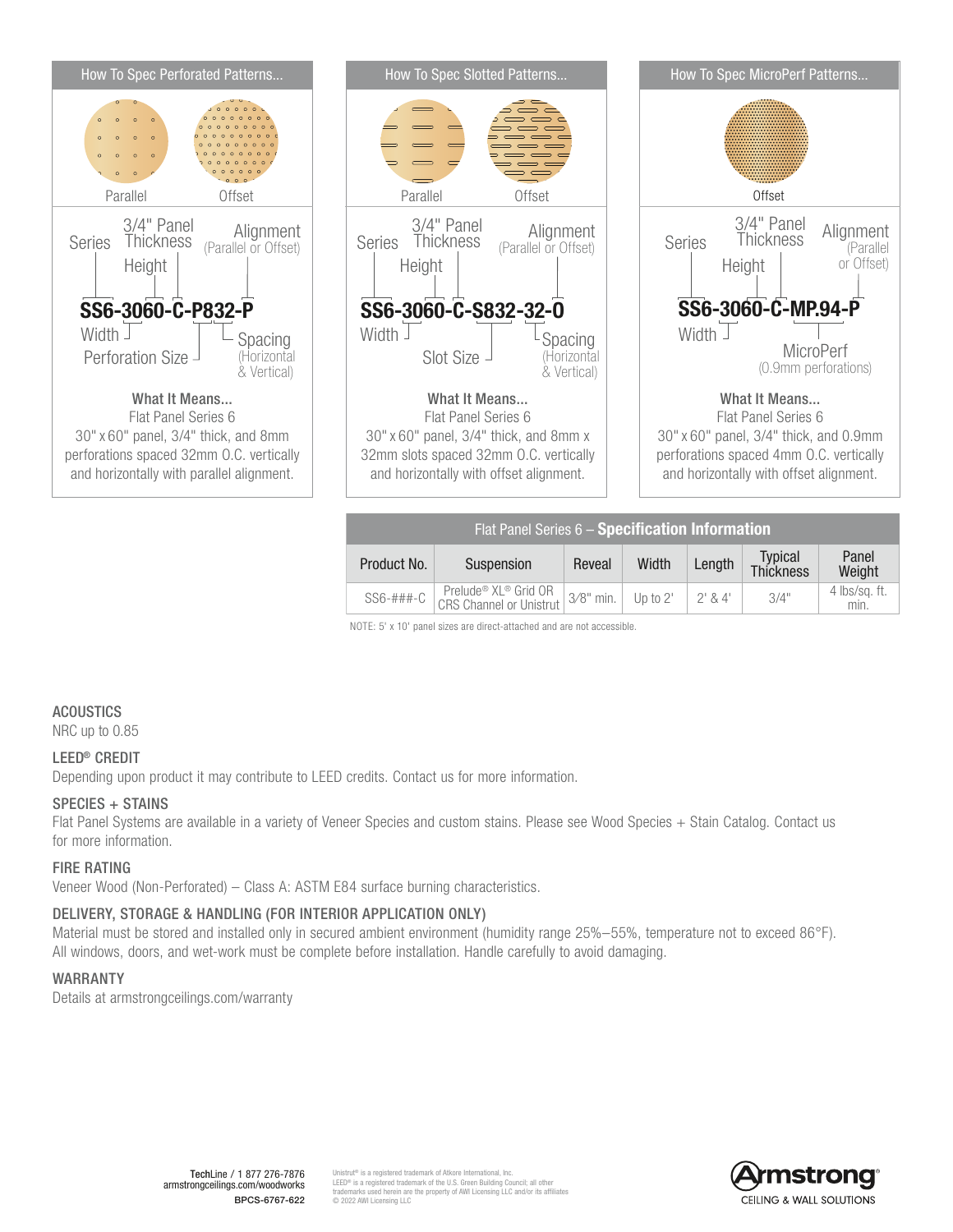## How To Spec Perforated Patterns...

Parallel    Offset

Series / 3/4" Panel Thickness / Height / Alignment (Parallel or Offset)

**SS6-3060-C-P832-P**

Width / Perforation Size / Spacing (Horizontal & Vertical)

**What It Means...**

Flat Panel Series 6
30" x 60" panel, 3/4" thick, and 8mm perforations spaced 32mm O.C. vertically and horizontally with parallel alignment.

## How To Spec Slotted Patterns...

Parallel    Offset

Series / 3/4" Panel Thickness / Height / Alignment (Parallel or Offset)

**SS6-3060-C-S832-32-O**

Width / Slot Size / Spacing (Horizontal & Vertical)

**What It Means...**

Flat Panel Series 6
30" x 60" panel, 3/4" thick, and 8mm x 32mm slots spaced 32mm O.C. vertically and horizontally with offset alignment.

## How To Spec MicroPerf Patterns...

Offset

Series / 3/4" Panel Thickness / Height / Alignment (Parallel or Offset)

**SS6-3060-C-MP.94-P**

Width / MicroPerf (0.9mm perforations)

**What It Means...**

Flat Panel Series 6
30" x 60" panel, 3/4" thick, and 0.9mm perforations spaced 4mm O.C. vertically and horizontally with offset alignment.

## Flat Panel Series 6 – Specification Information

| Product No. | Suspension | Reveal | Width | Length | Typical Thickness | Panel Weight |
|---|---|---|---|---|---|---|
| SS6-###-C | Prelude® XL® Grid OR CRS Channel or Unistrut | 3⁄8" min. | Up to 2' | 2' & 4' | 3/4" | 4 lbs/sq. ft. min. |

NOTE: 5' x 10' panel sizes are direct-attached and are not accessible.

### ACOUSTICS

NRC up to 0.85

### LEED® CREDIT

Depending upon product it may contribute to LEED credits. Contact us for more information.

### SPECIES + STAINS

Flat Panel Systems are available in a variety of Veneer Species and custom stains. Please see Wood Species + Stain Catalog. Contact us for more information.

### FIRE RATING

Veneer Wood (Non-Perforated) – Class A: ASTM E84 surface burning characteristics.

### DELIVERY, STORAGE & HANDLING (FOR INTERIOR APPLICATION ONLY)

Material must be stored and installed only in secured ambient environment (humidity range 25%–55%, temperature not to exceed 86°F). All windows, doors, and wet-work must be complete before installation. Handle carefully to avoid damaging.

### WARRANTY

Details at armstrongceilings.com/warranty

**TechLine** / 1 877 276-7876
armstrongceilings.com/woodworks
BPCS-6767-622

Unistrut® is a registered trademark of Atkore International, Inc.
LEED® is a registered trademark of the U.S. Green Building Council; all other trademarks used herein are the property of AWI Licensing LLC and/or its affiliates
© 2022 AWI Licensing LLC

Armstrong® CEILING & WALL SOLUTIONS